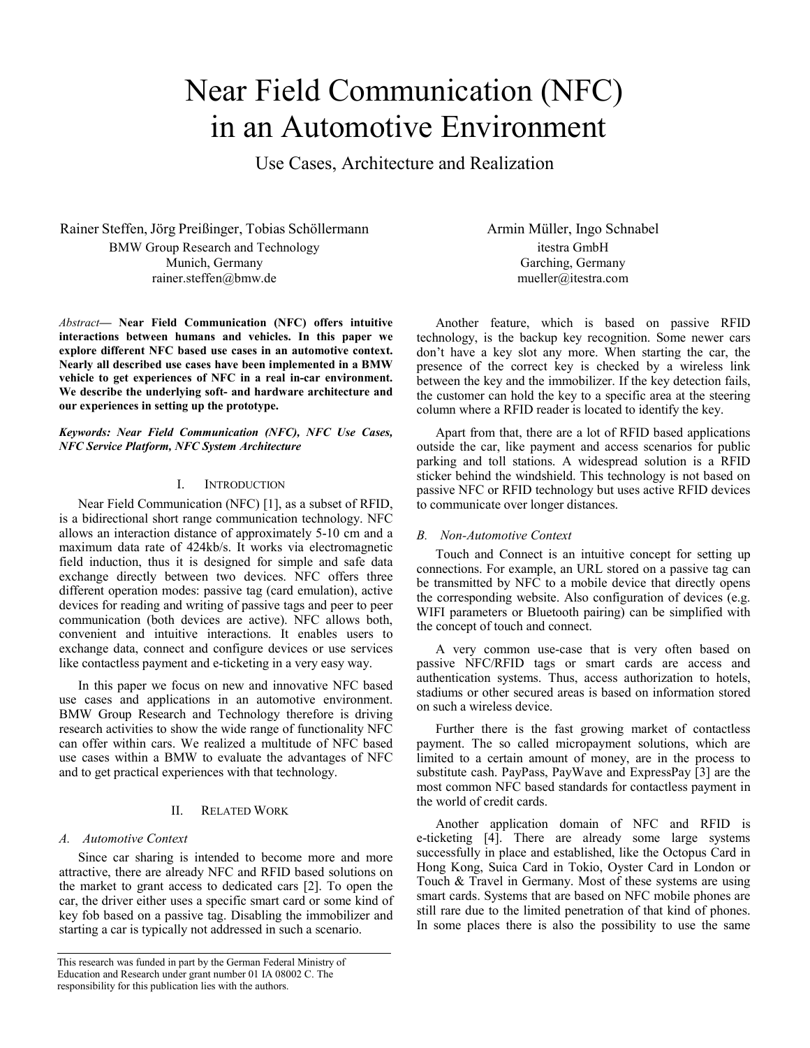# Near Field Communication (NFC) in an Automotive Environment

Use Cases, Architecture and Realization

Rainer Steffen, Jörg Preißinger, Tobias Schöllermann
BMW Group Research and Technology
Munich, Germany
rainer.steffen@bmw.de

Armin Müller, Ingo Schnabel
itestra GmbH
Garching, Germany
mueller@itestra.com

*Abstract*— **Near Field Communication (NFC) offers intuitive interactions between humans and vehicles. In this paper we explore different NFC based use cases in an automotive context. Nearly all described use cases have been implemented in a BMW vehicle to get experiences of NFC in a real in-car environment. We describe the underlying soft- and hardware architecture and our experiences in setting up the prototype.**

***Keywords: Near Field Communication (NFC), NFC Use Cases, NFC Service Platform, NFC System Architecture***

## I. Introduction

Near Field Communication (NFC) [1], as a subset of RFID, is a bidirectional short range communication technology. NFC allows an interaction distance of approximately 5-10 cm and a maximum data rate of 424kb/s. It works via electromagnetic field induction, thus it is designed for simple and safe data exchange directly between two devices. NFC offers three different operation modes: passive tag (card emulation), active devices for reading and writing of passive tags and peer to peer communication (both devices are active). NFC allows both, convenient and intuitive interactions. It enables users to exchange data, connect and configure devices or use services like contactless payment and e-ticketing in a very easy way.

In this paper we focus on new and innovative NFC based use cases and applications in an automotive environment. BMW Group Research and Technology therefore is driving research activities to show the wide range of functionality NFC can offer within cars. We realized a multitude of NFC based use cases within a BMW to evaluate the advantages of NFC and to get practical experiences with that technology.

## II. Related Work

### A. Automotive Context

Since car sharing is intended to become more and more attractive, there are already NFC and RFID based solutions on the market to grant access to dedicated cars [2]. To open the car, the driver either uses a specific smart card or some kind of key fob based on a passive tag. Disabling the immobilizer and starting a car is typically not addressed in such a scenario.

Another feature, which is based on passive RFID technology, is the backup key recognition. Some newer cars don't have a key slot any more. When starting the car, the presence of the correct key is checked by a wireless link between the key and the immobilizer. If the key detection fails, the customer can hold the key to a specific area at the steering column where a RFID reader is located to identify the key.

Apart from that, there are a lot of RFID based applications outside the car, like payment and access scenarios for public parking and toll stations. A widespread solution is a RFID sticker behind the windshield. This technology is not based on passive NFC or RFID technology but uses active RFID devices to communicate over longer distances.

### B. Non-Automotive Context

Touch and Connect is an intuitive concept for setting up connections. For example, an URL stored on a passive tag can be transmitted by NFC to a mobile device that directly opens the corresponding website. Also configuration of devices (e.g. WIFI parameters or Bluetooth pairing) can be simplified with the concept of touch and connect.

A very common use-case that is very often based on passive NFC/RFID tags or smart cards are access and authentication systems. Thus, access authorization to hotels, stadiums or other secured areas is based on information stored on such a wireless device.

Further there is the fast growing market of contactless payment. The so called micropayment solutions, which are limited to a certain amount of money, are in the process to substitute cash. PayPass, PayWave and ExpressPay [3] are the most common NFC based standards for contactless payment in the world of credit cards.

Another application domain of NFC and RFID is e-ticketing [4]. There are already some large systems successfully in place and established, like the Octopus Card in Hong Kong, Suica Card in Tokio, Oyster Card in London or Touch & Travel in Germany. Most of these systems are using smart cards. Systems that are based on NFC mobile phones are still rare due to the limited penetration of that kind of phones. In some places there is also the possibility to use the same

This research was funded in part by the German Federal Ministry of Education and Research under grant number 01 IA 08002 C. The responsibility for this publication lies with the authors.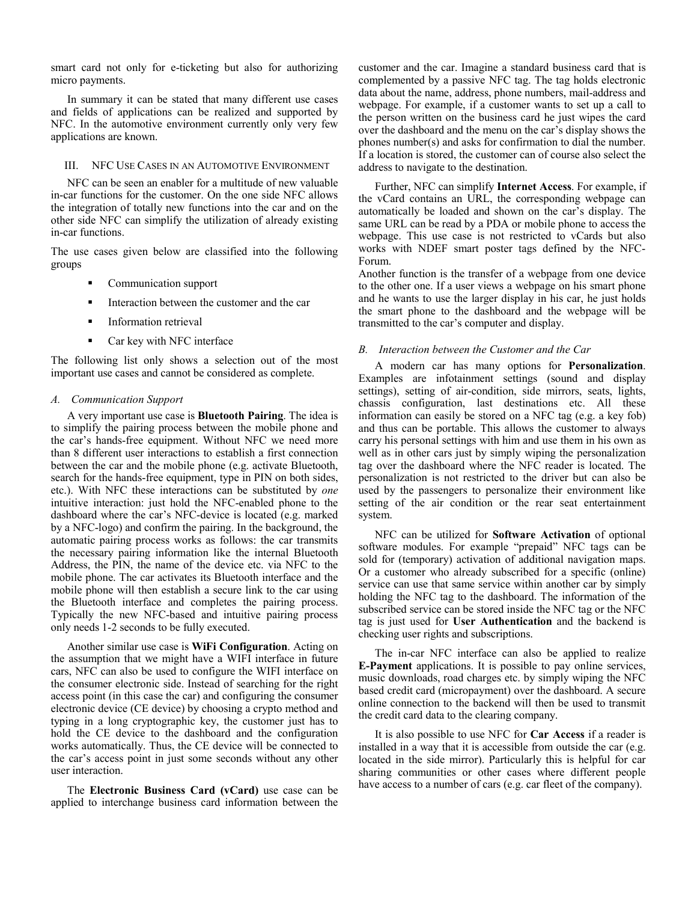smart card not only for e-ticketing but also for authorizing micro payments.

In summary it can be stated that many different use cases and fields of applications can be realized and supported by NFC. In the automotive environment currently only very few applications are known.

## III. NFC Use Cases in an Automotive Environment

NFC can be seen an enabler for a multitude of new valuable in-car functions for the customer. On the one side NFC allows the integration of totally new functions into the car and on the other side NFC can simplify the utilization of already existing in-car functions.

The use cases given below are classified into the following groups

- Communication support
- Interaction between the customer and the car
- Information retrieval
- Car key with NFC interface

The following list only shows a selection out of the most important use cases and cannot be considered as complete.

### *A. Communication Support*

A very important use case is **Bluetooth Pairing**. The idea is to simplify the pairing process between the mobile phone and the car's hands-free equipment. Without NFC we need more than 8 different user interactions to establish a first connection between the car and the mobile phone (e.g. activate Bluetooth, search for the hands-free equipment, type in PIN on both sides, etc.). With NFC these interactions can be substituted by *one* intuitive interaction: just hold the NFC-enabled phone to the dashboard where the car's NFC-device is located (e.g. marked by a NFC-logo) and confirm the pairing. In the background, the automatic pairing process works as follows: the car transmits the necessary pairing information like the internal Bluetooth Address, the PIN, the name of the device etc. via NFC to the mobile phone. The car activates its Bluetooth interface and the mobile phone will then establish a secure link to the car using the Bluetooth interface and completes the pairing process. Typically the new NFC-based and intuitive pairing process only needs 1-2 seconds to be fully executed.

Another similar use case is **WiFi Configuration**. Acting on the assumption that we might have a WIFI interface in future cars, NFC can also be used to configure the WIFI interface on the consumer electronic side. Instead of searching for the right access point (in this case the car) and configuring the consumer electronic device (CE device) by choosing a crypto method and typing in a long cryptographic key, the customer just has to hold the CE device to the dashboard and the configuration works automatically. Thus, the CE device will be connected to the car's access point in just some seconds without any other user interaction.

The **Electronic Business Card (vCard)** use case can be applied to interchange business card information between the customer and the car. Imagine a standard business card that is complemented by a passive NFC tag. The tag holds electronic data about the name, address, phone numbers, mail-address and webpage. For example, if a customer wants to set up a call to the person written on the business card he just wipes the card over the dashboard and the menu on the car's display shows the phones number(s) and asks for confirmation to dial the number. If a location is stored, the customer can of course also select the address to navigate to the destination.

Further, NFC can simplify **Internet Access**. For example, if the vCard contains an URL, the corresponding webpage can automatically be loaded and shown on the car's display. The same URL can be read by a PDA or mobile phone to access the webpage. This use case is not restricted to vCards but also works with NDEF smart poster tags defined by the NFC-Forum.

Another function is the transfer of a webpage from one device to the other one. If a user views a webpage on his smart phone and he wants to use the larger display in his car, he just holds the smart phone to the dashboard and the webpage will be transmitted to the car's computer and display.

### *B. Interaction between the Customer and the Car*

A modern car has many options for **Personalization**. Examples are infotainment settings (sound and display settings), setting of air-condition, side mirrors, seats, lights, chassis configuration, last destinations etc. All these information can easily be stored on a NFC tag (e.g. a key fob) and thus can be portable. This allows the customer to always carry his personal settings with him and use them in his own as well as in other cars just by simply wiping the personalization tag over the dashboard where the NFC reader is located. The personalization is not restricted to the driver but can also be used by the passengers to personalize their environment like setting of the air condition or the rear seat entertainment system.

NFC can be utilized for **Software Activation** of optional software modules. For example "prepaid" NFC tags can be sold for (temporary) activation of additional navigation maps. Or a customer who already subscribed for a specific (online) service can use that same service within another car by simply holding the NFC tag to the dashboard. The information of the subscribed service can be stored inside the NFC tag or the NFC tag is just used for **User Authentication** and the backend is checking user rights and subscriptions.

The in-car NFC interface can also be applied to realize **E-Payment** applications. It is possible to pay online services, music downloads, road charges etc. by simply wiping the NFC based credit card (micropayment) over the dashboard. A secure online connection to the backend will then be used to transmit the credit card data to the clearing company.

It is also possible to use NFC for **Car Access** if a reader is installed in a way that it is accessible from outside the car (e.g. located in the side mirror). Particularly this is helpful for car sharing communities or other cases where different people have access to a number of cars (e.g. car fleet of the company).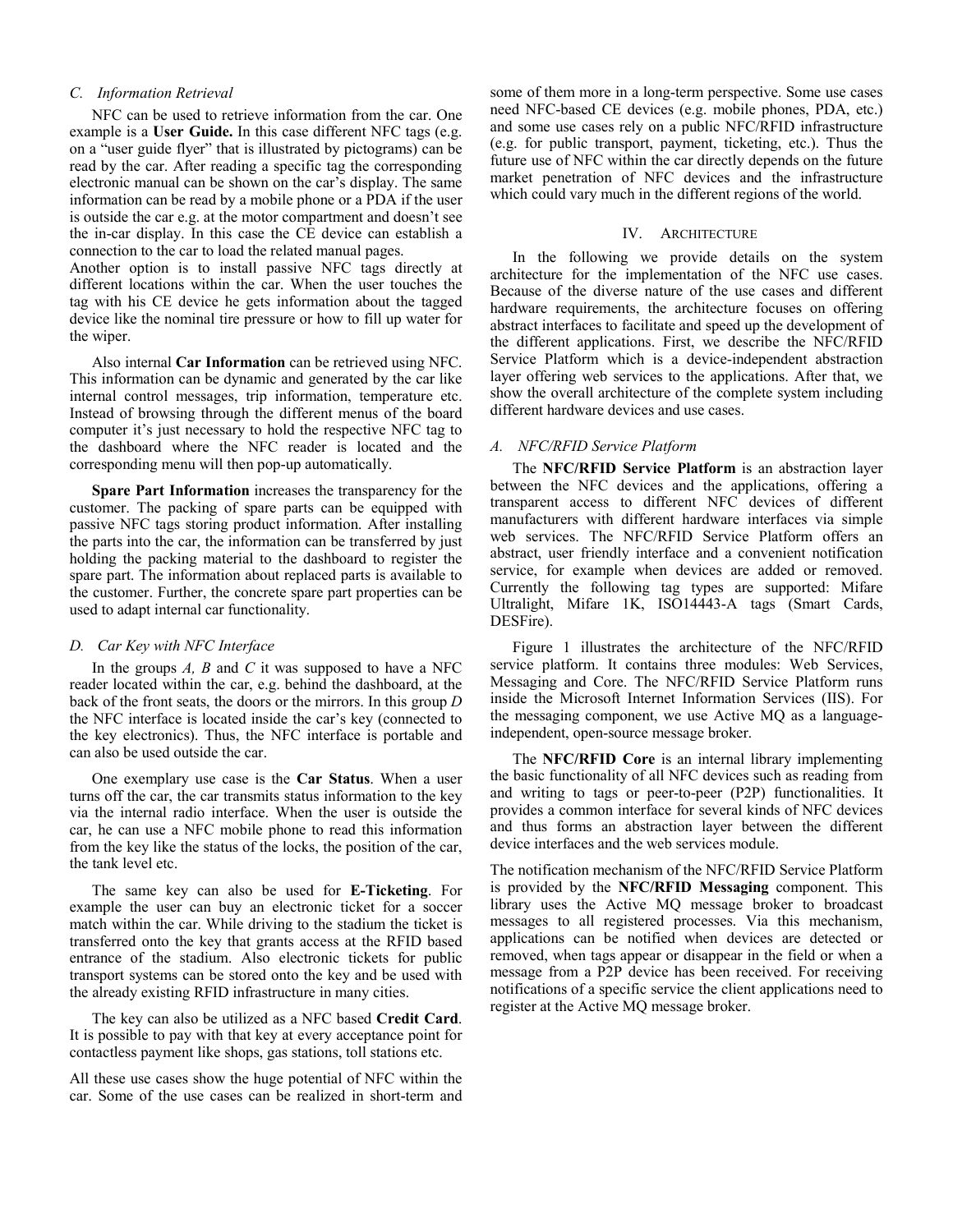### C. Information Retrieval

NFC can be used to retrieve information from the car. One example is a **User Guide.** In this case different NFC tags (e.g. on a "user guide flyer" that is illustrated by pictograms) can be read by the car. After reading a specific tag the corresponding electronic manual can be shown on the car's display. The same information can be read by a mobile phone or a PDA if the user is outside the car e.g. at the motor compartment and doesn't see the in-car display. In this case the CE device can establish a connection to the car to load the related manual pages.
Another option is to install passive NFC tags directly at different locations within the car. When the user touches the tag with his CE device he gets information about the tagged device like the nominal tire pressure or how to fill up water for the wiper.

Also internal **Car Information** can be retrieved using NFC. This information can be dynamic and generated by the car like internal control messages, trip information, temperature etc. Instead of browsing through the different menus of the board computer it's just necessary to hold the respective NFC tag to the dashboard where the NFC reader is located and the corresponding menu will then pop-up automatically.

**Spare Part Information** increases the transparency for the customer. The packing of spare parts can be equipped with passive NFC tags storing product information. After installing the parts into the car, the information can be transferred by just holding the packing material to the dashboard to register the spare part. The information about replaced parts is available to the customer. Further, the concrete spare part properties can be used to adapt internal car functionality.

### D. Car Key with NFC Interface

In the groups *A, B* and *C* it was supposed to have a NFC reader located within the car, e.g. behind the dashboard, at the back of the front seats, the doors or the mirrors. In this group *D* the NFC interface is located inside the car's key (connected to the key electronics). Thus, the NFC interface is portable and can also be used outside the car.

One exemplary use case is the **Car Status**. When a user turns off the car, the car transmits status information to the key via the internal radio interface. When the user is outside the car, he can use a NFC mobile phone to read this information from the key like the status of the locks, the position of the car, the tank level etc.

The same key can also be used for **E-Ticketing**. For example the user can buy an electronic ticket for a soccer match within the car. While driving to the stadium the ticket is transferred onto the key that grants access at the RFID based entrance of the stadium. Also electronic tickets for public transport systems can be stored onto the key and be used with the already existing RFID infrastructure in many cities.

The key can also be utilized as a NFC based **Credit Card**. It is possible to pay with that key at every acceptance point for contactless payment like shops, gas stations, toll stations etc.

All these use cases show the huge potential of NFC within the car. Some of the use cases can be realized in short-term and some of them more in a long-term perspective. Some use cases need NFC-based CE devices (e.g. mobile phones, PDA, etc.) and some use cases rely on a public NFC/RFID infrastructure (e.g. for public transport, payment, ticketing, etc.). Thus the future use of NFC within the car directly depends on the future market penetration of NFC devices and the infrastructure which could vary much in the different regions of the world.

## IV. Architecture

In the following we provide details on the system architecture for the implementation of the NFC use cases. Because of the diverse nature of the use cases and different hardware requirements, the architecture focuses on offering abstract interfaces to facilitate and speed up the development of the different applications. First, we describe the NFC/RFID Service Platform which is a device-independent abstraction layer offering web services to the applications. After that, we show the overall architecture of the complete system including different hardware devices and use cases.

### A. NFC/RFID Service Platform

The **NFC/RFID Service Platform** is an abstraction layer between the NFC devices and the applications, offering a transparent access to different NFC devices of different manufacturers with different hardware interfaces via simple web services. The NFC/RFID Service Platform offers an abstract, user friendly interface and a convenient notification service, for example when devices are added or removed. Currently the following tag types are supported: Mifare Ultralight, Mifare 1K, ISO14443-A tags (Smart Cards, DESFire).

Figure 1 illustrates the architecture of the NFC/RFID service platform. It contains three modules: Web Services, Messaging and Core. The NFC/RFID Service Platform runs inside the Microsoft Internet Information Services (IIS). For the messaging component, we use Active MQ as a language-independent, open-source message broker.

The **NFC/RFID Core** is an internal library implementing the basic functionality of all NFC devices such as reading from and writing to tags or peer-to-peer (P2P) functionalities. It provides a common interface for several kinds of NFC devices and thus forms an abstraction layer between the different device interfaces and the web services module.

The notification mechanism of the NFC/RFID Service Platform is provided by the **NFC/RFID Messaging** component. This library uses the Active MQ message broker to broadcast messages to all registered processes. Via this mechanism, applications can be notified when devices are detected or removed, when tags appear or disappear in the field or when a message from a P2P device has been received. For receiving notifications of a specific service the client applications need to register at the Active MQ message broker.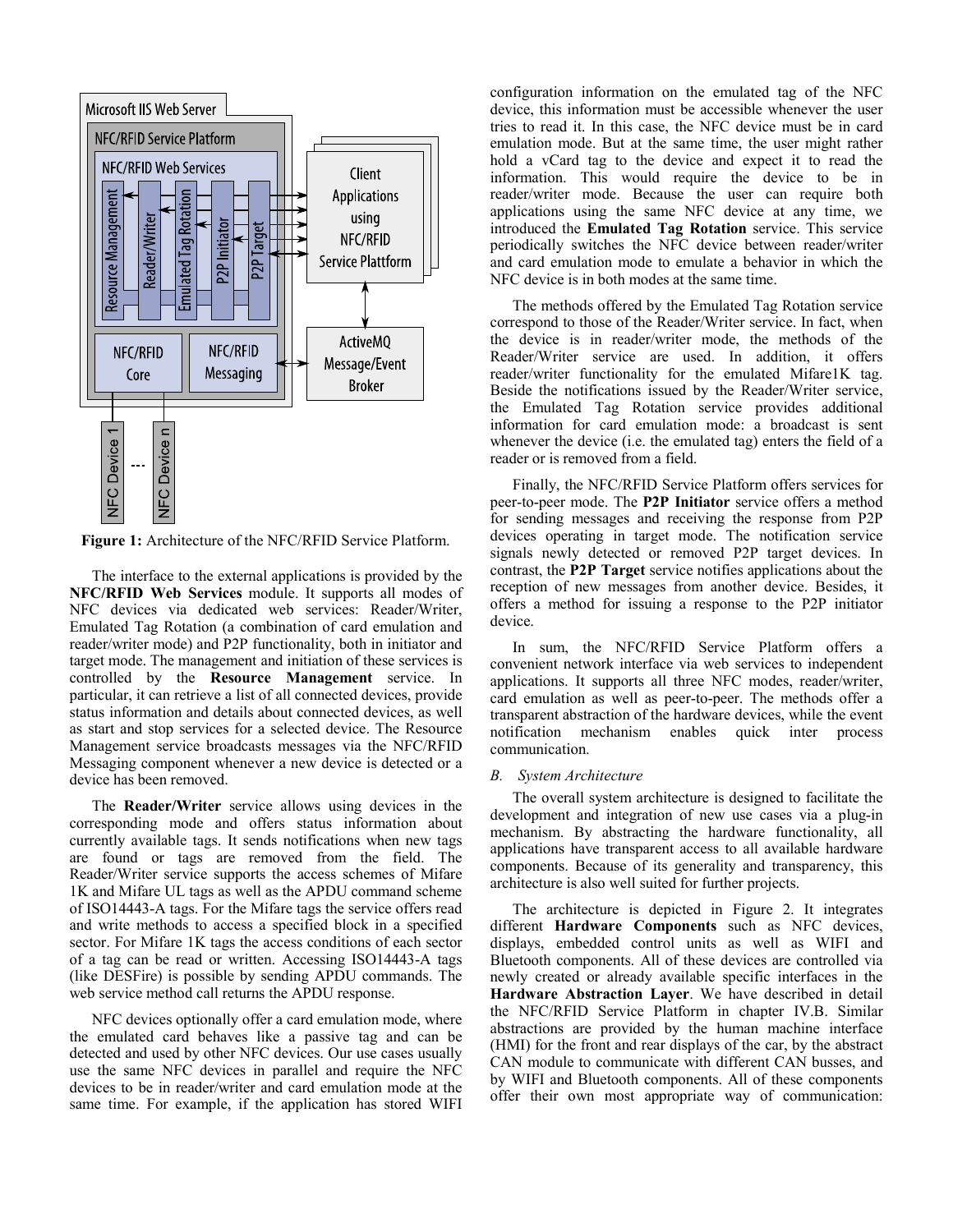Microsoft IIS Web Server

NFC/RFID Service Platform

NFC/RFID Web Services

Resource Management

Reader/Writer

Emulated Tag Rotation

P2P Initiator

P2P Target

Client Applications using NFC/RFID Service Plattform

NFC/RFID Core

NFC/RFID Messaging

ActiveMQ Message/Event Broker

NFC Device 1

...

NFC Device n

**Figure 1:** Architecture of the NFC/RFID Service Platform.

The interface to the external applications is provided by the **NFC/RFID Web Services** module. It supports all modes of NFC devices via dedicated web services: Reader/Writer, Emulated Tag Rotation (a combination of card emulation and reader/writer mode) and P2P functionality, both in initiator and target mode. The management and initiation of these services is controlled by the **Resource Management** service. In particular, it can retrieve a list of all connected devices, provide status information and details about connected devices, as well as start and stop services for a selected device. The Resource Management service broadcasts messages via the NFC/RFID Messaging component whenever a new device is detected or a device has been removed.

The **Reader/Writer** service allows using devices in the corresponding mode and offers status information about currently available tags. It sends notifications when new tags are found or tags are removed from the field. The Reader/Writer service supports the access schemes of Mifare 1K and Mifare UL tags as well as the APDU command scheme of ISO14443-A tags. For the Mifare tags the service offers read and write methods to access a specified block in a specified sector. For Mifare 1K tags the access conditions of each sector of a tag can be read or written. Accessing ISO14443-A tags (like DESFire) is possible by sending APDU commands. The web service method call returns the APDU response.

NFC devices optionally offer a card emulation mode, where the emulated card behaves like a passive tag and can be detected and used by other NFC devices. Our use cases usually use the same NFC devices in parallel and require the NFC devices to be in reader/writer and card emulation mode at the same time. For example, if the application has stored WIFI configuration information on the emulated tag of the NFC device, this information must be accessible whenever the user tries to read it. In this case, the NFC device must be in card emulation mode. But at the same time, the user might rather hold a vCard tag to the device and expect it to read the information. This would require the device to be in reader/writer mode. Because the user can require both applications using the same NFC device at any time, we introduced the **Emulated Tag Rotation** service. This service periodically switches the NFC device between reader/writer and card emulation mode to emulate a behavior in which the NFC device is in both modes at the same time.

The methods offered by the Emulated Tag Rotation service correspond to those of the Reader/Writer service. In fact, when the device is in reader/writer mode, the methods of the Reader/Writer service are used. In addition, it offers reader/writer functionality for the emulated Mifare1K tag. Beside the notifications issued by the Reader/Writer service, the Emulated Tag Rotation service provides additional information for card emulation mode: a broadcast is sent whenever the device (i.e. the emulated tag) enters the field of a reader or is removed from a field.

Finally, the NFC/RFID Service Platform offers services for peer-to-peer mode. The **P2P Initiator** service offers a method for sending messages and receiving the response from P2P devices operating in target mode. The notification service signals newly detected or removed P2P target devices. In contrast, the **P2P Target** service notifies applications about the reception of new messages from another device. Besides, it offers a method for issuing a response to the P2P initiator device.

In sum, the NFC/RFID Service Platform offers a convenient network interface via web services to independent applications. It supports all three NFC modes, reader/writer, card emulation as well as peer-to-peer. The methods offer a transparent abstraction of the hardware devices, while the event notification mechanism enables quick inter process communication.

### *B. System Architecture*

The overall system architecture is designed to facilitate the development and integration of new use cases via a plug-in mechanism. By abstracting the hardware functionality, all applications have transparent access to all available hardware components. Because of its generality and transparency, this architecture is also well suited for further projects.

The architecture is depicted in Figure 2. It integrates different **Hardware Components** such as NFC devices, displays, embedded control units as well as WIFI and Bluetooth components. All of these devices are controlled via newly created or already available specific interfaces in the **Hardware Abstraction Layer**. We have described in detail the NFC/RFID Service Platform in chapter IV.B. Similar abstractions are provided by the human machine interface (HMI) for the front and rear displays of the car, by the abstract CAN module to communicate with different CAN busses, and by WIFI and Bluetooth components. All of these components offer their own most appropriate way of communication: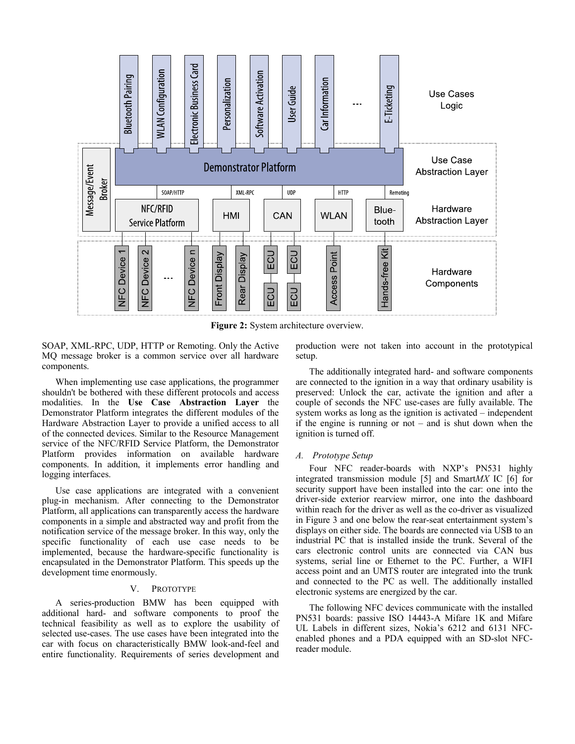**Figure 2:** System architecture overview.

SOAP, XML-RPC, UDP, HTTP or Remoting. Only the Active MQ message broker is a common service over all hardware components.

When implementing use case applications, the programmer shouldn't be bothered with these different protocols and access modalities. In the **Use Case Abstraction Layer** the Demonstrator Platform integrates the different modules of the Hardware Abstraction Layer to provide a unified access to all of the connected devices. Similar to the Resource Management service of the NFC/RFID Service Platform, the Demonstrator Platform provides information on available hardware components. In addition, it implements error handling and logging interfaces.

Use case applications are integrated with a convenient plug-in mechanism. After connecting to the Demonstrator Platform, all applications can transparently access the hardware components in a simple and abstracted way and profit from the notification service of the message broker. In this way, only the specific functionality of each use case needs to be implemented, because the hardware-specific functionality is encapsulated in the Demonstrator Platform. This speeds up the development time enormously.

## V. PROTOTYPE

A series-production BMW has been equipped with additional hard- and software components to proof the technical feasibility as well as to explore the usability of selected use-cases. The use cases have been integrated into the car with focus on characteristically BMW look-and-feel and entire functionality. Requirements of series development and production were not taken into account in the prototypical setup.

The additionally integrated hard- and software components are connected to the ignition in a way that ordinary usability is preserved: Unlock the car, activate the ignition and after a couple of seconds the NFC use-cases are fully available. The system works as long as the ignition is activated – independent if the engine is running or not – and is shut down when the ignition is turned off.

### *A. Prototype Setup*

Four NFC reader-boards with NXP's PN531 highly integrated transmission module [5] and Smart*MX* IC [6] for security support have been installed into the car: one into the driver-side exterior rearview mirror, one into the dashboard within reach for the driver as well as the co-driver as visualized in Figure 3 and one below the rear-seat entertainment system's displays on either side. The boards are connected via USB to an industrial PC that is installed inside the trunk. Several of the cars electronic control units are connected via CAN bus systems, serial line or Ethernet to the PC. Further, a WIFI access point and an UMTS router are integrated into the trunk and connected to the PC as well. The additionally installed electronic systems are energized by the car.

The following NFC devices communicate with the installed PN531 boards: passive ISO 14443-A Mifare 1K and Mifare UL Labels in different sizes, Nokia's 6212 and 6131 NFC-enabled phones and a PDA equipped with an SD-slot NFC-reader module.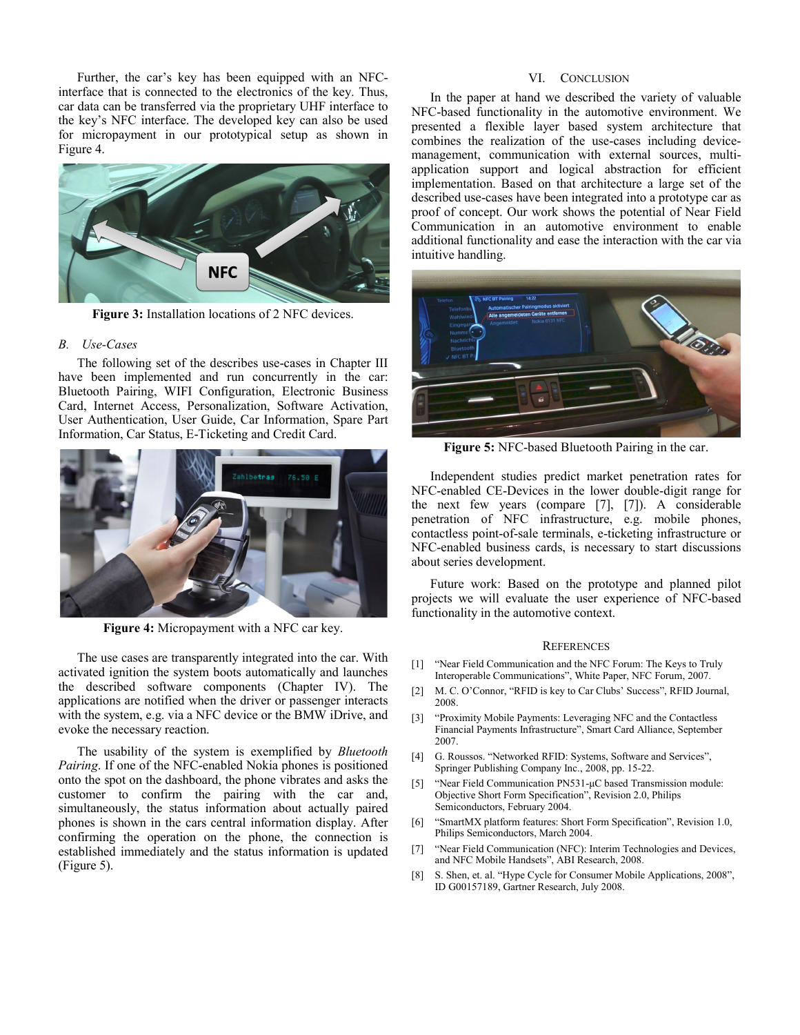Further, the car's key has been equipped with an NFC-interface that is connected to the electronics of the key. Thus, car data can be transferred via the proprietary UHF interface to the key's NFC interface. The developed key can also be used for micropayment in our prototypical setup as shown in Figure 4.

**Figure 3:** Installation locations of 2 NFC devices.

### *B. Use-Cases*

The following set of the describes use-cases in Chapter III have been implemented and run concurrently in the car: Bluetooth Pairing, WIFI Configuration, Electronic Business Card, Internet Access, Personalization, Software Activation, User Authentication, User Guide, Car Information, Spare Part Information, Car Status, E-Ticketing and Credit Card.

**Figure 4:** Micropayment with a NFC car key.

The use cases are transparently integrated into the car. With activated ignition the system boots automatically and launches the described software components (Chapter IV). The applications are notified when the driver or passenger interacts with the system, e.g. via a NFC device or the BMW iDrive, and evoke the necessary reaction.

The usability of the system is exemplified by *Bluetooth Pairing*. If one of the NFC-enabled Nokia phones is positioned onto the spot on the dashboard, the phone vibrates and asks the customer to confirm the pairing with the car and, simultaneously, the status information about actually paired phones is shown in the cars central information display. After confirming the operation on the phone, the connection is established immediately and the status information is updated (Figure 5).

## VI. Conclusion

In the paper at hand we described the variety of valuable NFC-based functionality in the automotive environment. We presented a flexible layer based system architecture that combines the realization of the use-cases including device-management, communication with external sources, multi-application support and logical abstraction for efficient implementation. Based on that architecture a large set of the described use-cases have been integrated into a prototype car as proof of concept. Our work shows the potential of Near Field Communication in an automotive environment to enable additional functionality and ease the interaction with the car via intuitive handling.

**Figure 5:** NFC-based Bluetooth Pairing in the car.

Independent studies predict market penetration rates for NFC-enabled CE-Devices in the lower double-digit range for the next few years (compare [7], [7]). A considerable penetration of NFC infrastructure, e.g. mobile phones, contactless point-of-sale terminals, e-ticketing infrastructure or NFC-enabled business cards, is necessary to start discussions about series development.

Future work: Based on the prototype and planned pilot projects we will evaluate the user experience of NFC-based functionality in the automotive context.

## References

[1] "Near Field Communication and the NFC Forum: The Keys to Truly Interoperable Communications", White Paper, NFC Forum, 2007.

[2] M. C. O'Connor, "RFID is key to Car Clubs' Success", RFID Journal, 2008.

[3] "Proximity Mobile Payments: Leveraging NFC and the Contactless Financial Payments Infrastructure", Smart Card Alliance, September 2007.

[4] G. Roussos. "Networked RFID: Systems, Software and Services", Springer Publishing Company Inc., 2008, pp. 15-22.

[5] "Near Field Communication PN531-µC based Transmission module: Objective Short Form Specification", Revision 2.0, Philips Semiconductors, February 2004.

[6] "SmartMX platform features: Short Form Specification", Revision 1.0, Philips Semiconductors, March 2004.

[7] "Near Field Communication (NFC): Interim Technologies and Devices, and NFC Mobile Handsets", ABI Research, 2008.

[8] S. Shen, et. al. "Hype Cycle for Consumer Mobile Applications, 2008", ID G00157189, Gartner Research, July 2008.